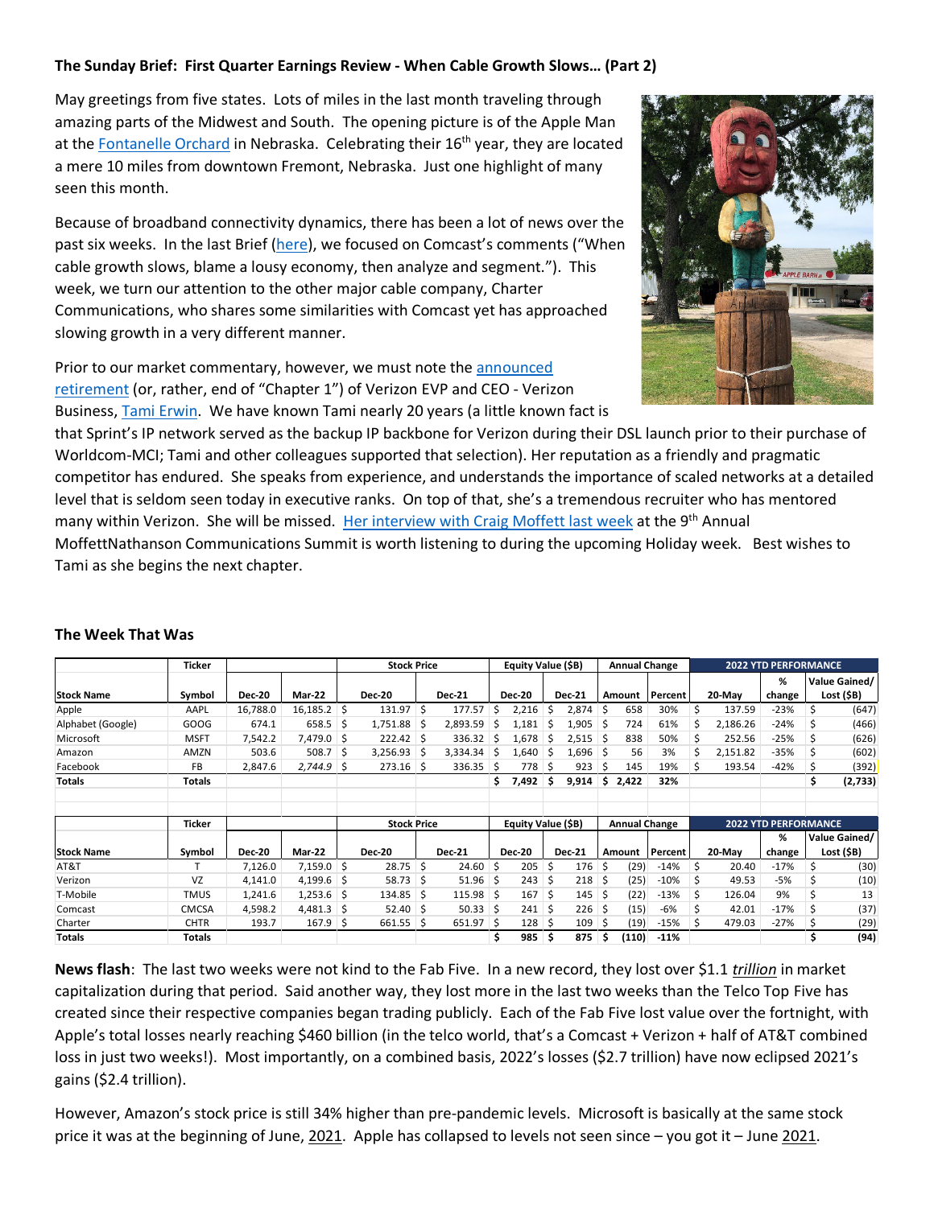**The Sunday Brief: First Quarter Earnings Review - When Cable Growth Slows… (Part 2)**

May greetings from five states. Lots of miles in the last month traveling through amazing parts of the Midwest and South. The opening picture is of the Apple Man at the Fontanelle Orchard in Nebraska. Celebrating their 16th year, they are located a mere 10 miles from downtown Fremont, Nebraska. Just one highlight of many seen this month.

Because of broadband connectivity dynamics, there has been a lot of news over the past six weeks. In the last Brief (here), we focused on Comcast's comments ("When cable growth slows, blame a lousy economy, then analyze and segment."). This week, we turn our attention to the other major cable company, Charter Communications, who shares some similarities with Comcast yet has approached slowing growth in a very different manner.

Prior to our market commentary, however, we must note the announced retirement (or, rather, end of "Chapter 1") of Verizon EVP and CEO - Verizon Business, Tami Erwin. We have known Tami nearly 20 years (a little known fact is that Sprint's IP network served as the backup IP backbone for Verizon during their DSL launch prior to their purchase of Worldcom-MCI; Tami and other colleagues supported that selection). Her reputation as a friendly and pragmatic competitor has endured. She speaks from experience, and understands the importance of scaled networks at a detailed level that is seldom seen today in executive ranks. On top of that, she's a tremendous recruiter who has mentored many within Verizon. She will be missed. Her interview with Craig Moffett last week at the 9th Annual MoffettNathanson Communications Summit is worth listening to during the upcoming Holiday week. Best wishes to Tami as she begins the next chapter.

## The Week That Was

| Stock Name | Ticker Symbol | Dec-20 | Mar-22 | Stock Price Dec-20 | Stock Price Dec-21 | Equity Value ($B) Dec-20 | Equity Value ($B) Dec-21 | Annual Change Amount | Annual Change Percent | 2022 YTD Performance 20-May | % change | Value Gained/ Lost ($B) |
|---|---|---|---|---|---|---|---|---|---|---|---|---|
| Apple | AAPL | 16,788.0 | 16,185.2 | $ 131.97 | $ 177.57 | $ 2,216 | $ 2,874 | $ 658 | 30% | $ 137.59 | -23% | $ (647) |
| Alphabet (Google) | GOOG | 674.1 | 658.5 | $ 1,751.88 | $ 2,893.59 | $ 1,181 | $ 1,905 | $ 724 | 61% | $ 2,186.26 | -24% | $ (466) |
| Microsoft | MSFT | 7,542.2 | 7,479.0 | $ 222.42 | $ 336.32 | $ 1,678 | $ 2,515 | $ 838 | 50% | $ 252.56 | -25% | $ (626) |
| Amazon | AMZN | 503.6 | 508.7 | $ 3,256.93 | $ 3,334.34 | $ 1,640 | $ 1,696 | $ 56 | 3% | $ 2,151.82 | -35% | $ (602) |
| Facebook | FB | 2,847.6 | *2,744.9* | $ 273.16 | $ 336.35 | $ 778 | $ 923 | $ 145 | 19% | $ 193.54 | -42% | $ (392) |
| **Totals** | **Totals** | | | | | **$ 7,492** | **$ 9,914** | **$ 2,422** | **32%** | | | **$ (2,733)** |

| Stock Name | Ticker Symbol | Dec-20 | Mar-22 | Stock Price Dec-20 | Stock Price Dec-21 | Equity Value ($B) Dec-20 | Equity Value ($B) Dec-21 | Annual Change Amount | Annual Change Percent | 2022 YTD Performance 20-May | % change | Value Gained/ Lost ($B) |
|---|---|---|---|---|---|---|---|---|---|---|---|---|
| AT&T | T | 7,126.0 | 7,159.0 | $ 28.75 | $ 24.60 | $ 205 | $ 176 | $ (29) | -14% | $ 20.40 | -17% | $ (30) |
| Verizon | VZ | 4,141.0 | 4,199.6 | $ 58.73 | $ 51.96 | $ 243 | $ 218 | $ (25) | -10% | $ 49.53 | -5% | $ (10) |
| T-Mobile | TMUS | 1,241.6 | 1,253.6 | $ 134.85 | $ 115.98 | $ 167 | $ 145 | $ (22) | -13% | $ 126.04 | 9% | $ 13 |
| Comcast | CMCSA | 4,598.2 | 4,481.3 | $ 52.40 | $ 50.33 | $ 241 | $ 226 | $ (15) | -6% | $ 42.01 | -17% | $ (37) |
| Charter | CHTR | 193.7 | 167.9 | $ 661.55 | $ 651.97 | $ 128 | $ 109 | $ (19) | -15% | $ 479.03 | -27% | $ (29) |
| **Totals** | **Totals** | | | | | **$ 985** | **$ 875** | **$ (110)** | **-11%** | | | **$ (94)** |

**News flash**: The last two weeks were not kind to the Fab Five. In a new record, they lost over $1.1 *trillion* in market capitalization during that period. Said another way, they lost more in the last two weeks than the Telco Top Five has created since their respective companies began trading publicly. Each of the Fab Five lost value over the fortnight, with Apple's total losses nearly reaching $460 billion (in the telco world, that's a Comcast + Verizon + half of AT&T combined loss in just two weeks!). Most importantly, on a combined basis, 2022's losses ($2.7 trillion) have now eclipsed 2021's gains ($2.4 trillion).

However, Amazon's stock price is still 34% higher than pre-pandemic levels. Microsoft is basically at the same stock price it was at the beginning of June, 2021. Apple has collapsed to levels not seen since – you got it – June 2021.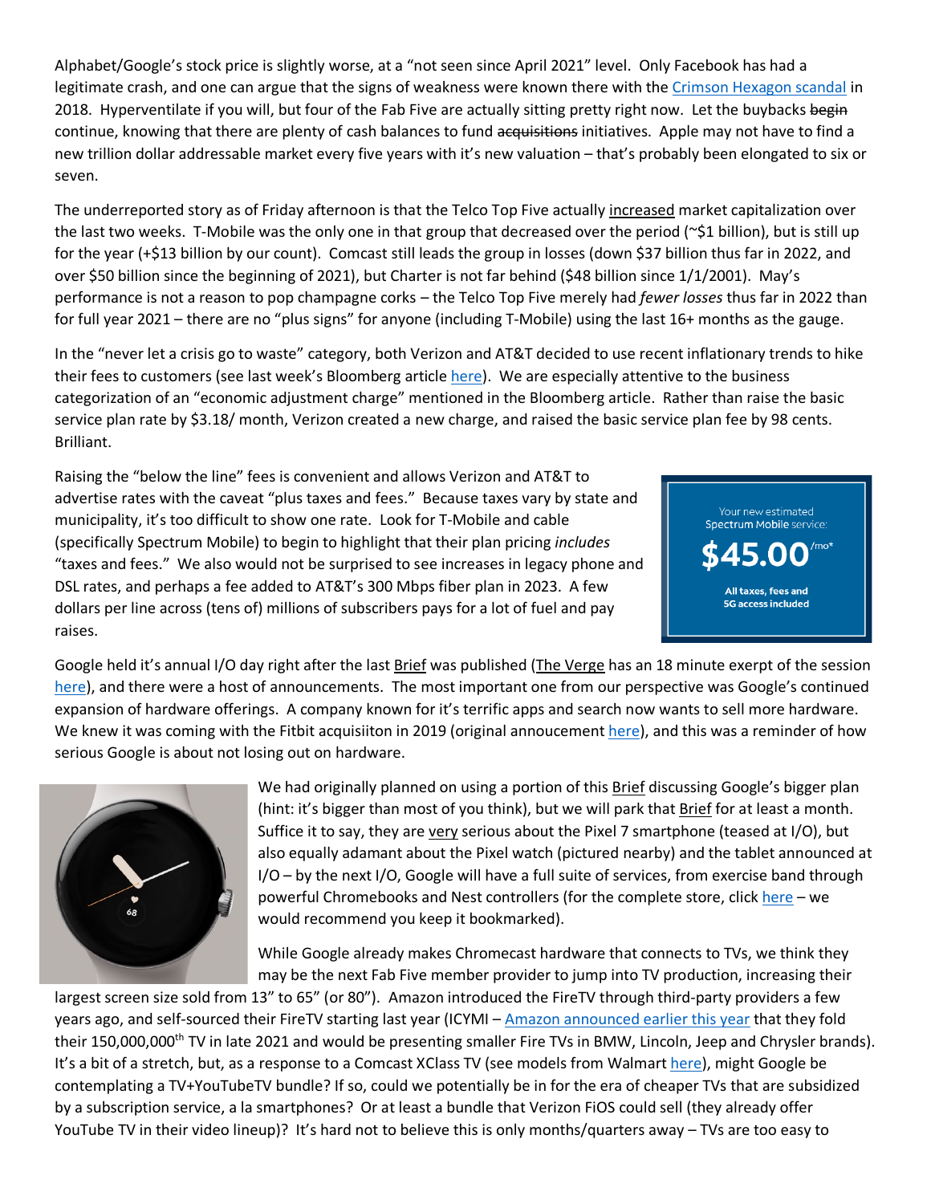Alphabet/Google's stock price is slightly worse, at a "not seen since April 2021" level. Only Facebook has had a legitimate crash, and one can argue that the signs of weakness were known there with the Crimson Hexagon scandal in 2018. Hyperventilate if you will, but four of the Fab Five are actually sitting pretty right now. Let the buybacks ~~begin~~ continue, knowing that there are plenty of cash balances to fund ~~acquisitions~~ initiatives. Apple may not have to find a new trillion dollar addressable market every five years with it's new valuation – that's probably been elongated to six or seven.

The underreported story as of Friday afternoon is that the Telco Top Five actually increased market capitalization over the last two weeks. T-Mobile was the only one in that group that decreased over the period (~$1 billion), but is still up for the year (+$13 billion by our count). Comcast still leads the group in losses (down $37 billion thus far in 2022, and over $50 billion since the beginning of 2021), but Charter is not far behind ($48 billion since 1/1/2001). May's performance is not a reason to pop champagne corks – the Telco Top Five merely had *fewer losses* thus far in 2022 than for full year 2021 – there are no "plus signs" for anyone (including T-Mobile) using the last 16+ months as the gauge.

In the "never let a crisis go to waste" category, both Verizon and AT&T decided to use recent inflationary trends to hike their fees to customers (see last week's Bloomberg article here). We are especially attentive to the business categorization of an "economic adjustment charge" mentioned in the Bloomberg article. Rather than raise the basic service plan rate by $3.18/ month, Verizon created a new charge, and raised the basic service plan fee by 98 cents. Brilliant.

Raising the "below the line" fees is convenient and allows Verizon and AT&T to advertise rates with the caveat "plus taxes and fees." Because taxes vary by state and municipality, it's too difficult to show one rate. Look for T-Mobile and cable (specifically Spectrum Mobile) to begin to highlight that their plan pricing *includes* "taxes and fees." We also would not be surprised to see increases in legacy phone and DSL rates, and perhaps a fee added to AT&T's 300 Mbps fiber plan in 2023. A few dollars per line across (tens of) millions of subscribers pays for a lot of fuel and pay raises.

Google held it's annual I/O day right after the last Brief was published (The Verge has an 18 minute exerpt of the session here), and there were a host of announcements. The most important one from our perspective was Google's continued expansion of hardware offerings. A company known for it's terrific apps and search now wants to sell more hardware. We knew it was coming with the Fitbit acquisiiton in 2019 (original annoucement here), and this was a reminder of how serious Google is about not losing out on hardware.

We had originally planned on using a portion of this Brief discussing Google's bigger plan (hint: it's bigger than most of you think), but we will park that Brief for at least a month. Suffice it to say, they are very serious about the Pixel 7 smartphone (teased at I/O), but also equally adamant about the Pixel watch (pictured nearby) and the tablet announced at I/O – by the next I/O, Google will have a full suite of services, from exercise band through powerful Chromebooks and Nest controllers (for the complete store, click here – we would recommend you keep it bookmarked).

While Google already makes Chromecast hardware that connects to TVs, we think they may be the next Fab Five member provider to jump into TV production, increasing their largest screen size sold from 13" to 65" (or 80"). Amazon introduced the FireTV through third-party providers a few years ago, and self-sourced their FireTV starting last year (ICYMI – Amazon announced earlier this year that they fold their 150,000,000th TV in late 2021 and would be presenting smaller Fire TVs in BMW, Lincoln, Jeep and Chrysler brands). It's a bit of a stretch, but, as a response to a Comcast XClass TV (see models from Walmart here), might Google be contemplating a TV+YouTubeTV bundle? If so, could we potentially be in for the era of cheaper TVs that are subsidized by a subscription service, a la smartphones? Or at least a bundle that Verizon FiOS could sell (they already offer YouTube TV in their video lineup)? It's hard not to believe this is only months/quarters away – TVs are too easy to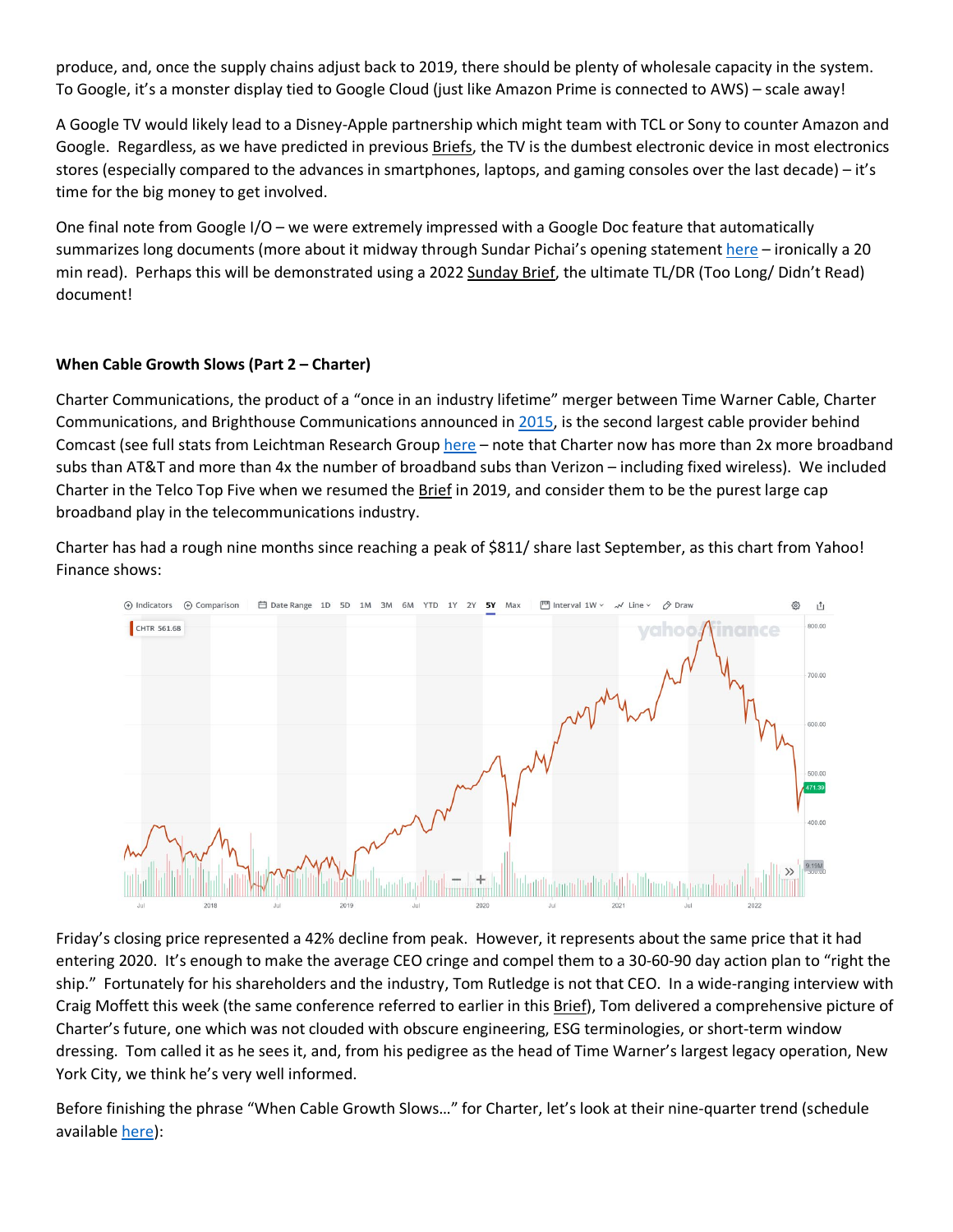produce, and, once the supply chains adjust back to 2019, there should be plenty of wholesale capacity in the system. To Google, it's a monster display tied to Google Cloud (just like Amazon Prime is connected to AWS) – scale away!

A Google TV would likely lead to a Disney-Apple partnership which might team with TCL or Sony to counter Amazon and Google. Regardless, as we have predicted in previous Briefs, the TV is the dumbest electronic device in most electronics stores (especially compared to the advances in smartphones, laptops, and gaming consoles over the last decade) – it's time for the big money to get involved.

One final note from Google I/O – we were extremely impressed with a Google Doc feature that automatically summarizes long documents (more about it midway through Sundar Pichai's opening statement here – ironically a 20 min read). Perhaps this will be demonstrated using a 2022 Sunday Brief, the ultimate TL/DR (Too Long/ Didn't Read) document!

**When Cable Growth Slows (Part 2 – Charter)**

Charter Communications, the product of a "once in an industry lifetime" merger between Time Warner Cable, Charter Communications, and Brighthouse Communications announced in 2015, is the second largest cable provider behind Comcast (see full stats from Leichtman Research Group here – note that Charter now has more than 2x more broadband subs than AT&T and more than 4x the number of broadband subs than Verizon – including fixed wireless). We included Charter in the Telco Top Five when we resumed the Brief in 2019, and consider them to be the purest large cap broadband play in the telecommunications industry.

Charter has had a rough nine months since reaching a peak of $811/ share last September, as this chart from Yahoo! Finance shows:

Friday's closing price represented a 42% decline from peak. However, it represents about the same price that it had entering 2020. It's enough to make the average CEO cringe and compel them to a 30-60-90 day action plan to "right the ship." Fortunately for his shareholders and the industry, Tom Rutledge is not that CEO. In a wide-ranging interview with Craig Moffett this week (the same conference referred to earlier in this Brief), Tom delivered a comprehensive picture of Charter's future, one which was not clouded with obscure engineering, ESG terminologies, or short-term window dressing. Tom called it as he sees it, and, from his pedigree as the head of Time Warner's largest legacy operation, New York City, we think he's very well informed.

Before finishing the phrase "When Cable Growth Slows…" for Charter, let's look at their nine-quarter trend (schedule available here):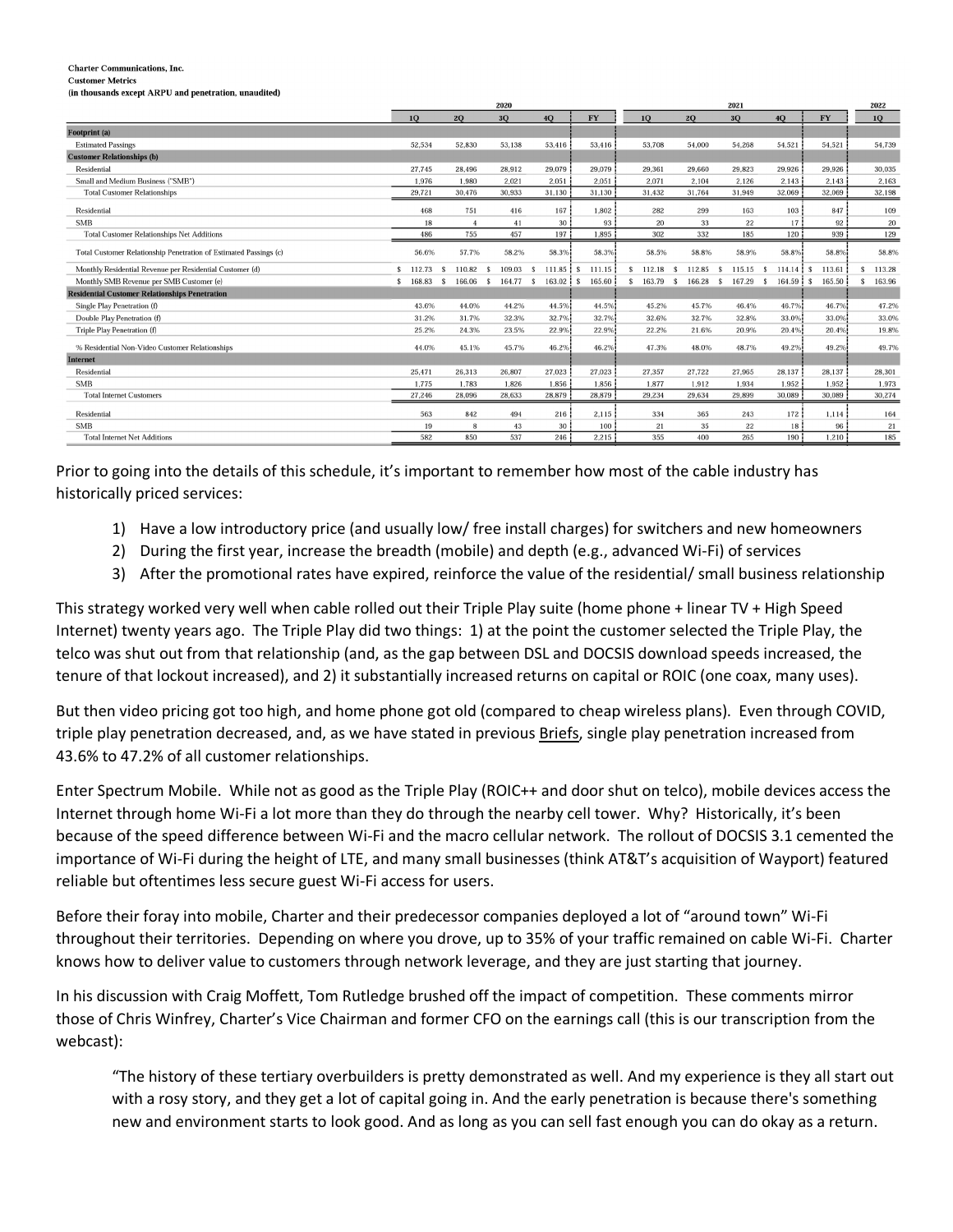**Charter Communications, Inc.**
**Customer Metrics**
**(in thousands except ARPU and penetration, unaudited)**

| | 2020 | | | | | 2021 | | | | | 2022 |
|---|---|---|---|---|---|---|---|---|---|---|---|
| | 1Q | 2Q | 3Q | 4Q | FY | 1Q | 2Q | 3Q | 4Q | FY | 1Q |
| **Footprint (a)** | | | | | | | | | | | |
| Estimated Passings | 52,534 | 52,830 | 53,138 | 53,416 | 53,416 | 53,708 | 54,000 | 54,268 | 54,521 | 54,521 | 54,739 |
| **Customer Relationships (b)** | | | | | | | | | | | |
| Residential | 27,745 | 28,496 | 28,912 | 29,079 | 29,079 | 29,361 | 29,660 | 29,823 | 29,926 | 29,926 | 30,035 |
| Small and Medium Business ("SMB") | 1,976 | 1,980 | 2,021 | 2,051 | 2,051 | 2,071 | 2,104 | 2,126 | 2,143 | 2,143 | 2,163 |
| Total Customer Relationships | 29,721 | 30,476 | 30,933 | 31,130 | 31,130 | 31,432 | 31,764 | 31,949 | 32,069 | 32,069 | 32,198 |
| Residential | 468 | 751 | 416 | 167 | 1,802 | 282 | 299 | 163 | 103 | 847 | 109 |
| SMB | 18 | 4 | 41 | 30 | 93 | 20 | 33 | 22 | 17 | 92 | 20 |
| Total Customer Relationships Net Additions | 486 | 755 | 457 | 197 | 1,895 | 302 | 332 | 185 | 120 | 939 | 129 |
| Total Customer Relationship Penetration of Estimated Passings (c) | 56.6% | 57.7% | 58.2% | 58.3% | 58.3% | 58.5% | 58.8% | 58.9% | 58.8% | 58.8% | 58.8% |
| Monthly Residential Revenue per Residential Customer (d) | $ 112.73 | $ 110.82 | $ 109.03 | $ 111.85 | $ 111.15 | $ 112.18 | $ 112.85 | $ 115.15 | $ 114.14 | $ 113.61 | $ 113.28 |
| Monthly SMB Revenue per SMB Customer (e) | $ 168.83 | $ 166.06 | $ 164.77 | $ 163.02 | $ 165.60 | $ 163.79 | $ 166.28 | $ 167.29 | $ 164.59 | $ 165.50 | $ 163.96 |
| **Residential Customer Relationships Penetration** | | | | | | | | | | | |
| Single Play Penetration (f) | 43.6% | 44.0% | 44.2% | 44.5% | 44.5% | 45.2% | 45.7% | 46.4% | 46.7% | 46.7% | 47.2% |
| Double Play Penetration (f) | 31.2% | 31.7% | 32.3% | 32.7% | 32.7% | 32.6% | 32.7% | 32.8% | 33.0% | 33.0% | 33.0% |
| Triple Play Penetration (f) | 25.2% | 24.3% | 23.5% | 22.9% | 22.9% | 22.2% | 21.6% | 20.9% | 20.4% | 20.4% | 19.8% |
| % Residential Non-Video Customer Relationships | 44.0% | 45.1% | 45.7% | 46.2% | 46.2% | 47.3% | 48.0% | 48.7% | 49.2% | 49.2% | 49.7% |
| **Internet** | | | | | | | | | | | |
| Residential | 25,471 | 26,313 | 26,807 | 27,023 | 27,023 | 27,357 | 27,722 | 27,965 | 28,137 | 28,137 | 28,301 |
| SMB | 1,775 | 1,783 | 1,826 | 1,856 | 1,856 | 1,877 | 1,912 | 1,934 | 1,952 | 1,952 | 1,973 |
| Total Internet Customers | 27,246 | 28,096 | 28,633 | 28,879 | 28,879 | 29,234 | 29,634 | 29,899 | 30,089 | 30,089 | 30,274 |
| Residential | 563 | 842 | 494 | 216 | 2,115 | 334 | 365 | 243 | 172 | 1,114 | 164 |
| SMB | 19 | 8 | 43 | 30 | 100 | 21 | 35 | 22 | 18 | 96 | 21 |
| Total Internet Net Additions | 582 | 850 | 537 | 246 | 2,215 | 355 | 400 | 265 | 190 | 1,210 | 185 |

Prior to going into the details of this schedule, it's important to remember how most of the cable industry has historically priced services:

1) Have a low introductory price (and usually low/ free install charges) for switchers and new homeowners
2) During the first year, increase the breadth (mobile) and depth (e.g., advanced Wi-Fi) of services
3) After the promotional rates have expired, reinforce the value of the residential/ small business relationship

This strategy worked very well when cable rolled out their Triple Play suite (home phone + linear TV + High Speed Internet) twenty years ago. The Triple Play did two things: 1) at the point the customer selected the Triple Play, the telco was shut out from that relationship (and, as the gap between DSL and DOCSIS download speeds increased, the tenure of that lockout increased), and 2) it substantially increased returns on capital or ROIC (one coax, many uses).

But then video pricing got too high, and home phone got old (compared to cheap wireless plans). Even through COVID, triple play penetration decreased, and, as we have stated in previous Briefs, single play penetration increased from 43.6% to 47.2% of all customer relationships.

Enter Spectrum Mobile. While not as good as the Triple Play (ROIC++ and door shut on telco), mobile devices access the Internet through home Wi-Fi a lot more than they do through the nearby cell tower. Why? Historically, it's been because of the speed difference between Wi-Fi and the macro cellular network. The rollout of DOCSIS 3.1 cemented the importance of Wi-Fi during the height of LTE, and many small businesses (think AT&T's acquisition of Wayport) featured reliable but oftentimes less secure guest Wi-Fi access for users.

Before their foray into mobile, Charter and their predecessor companies deployed a lot of "around town" Wi-Fi throughout their territories. Depending on where you drove, up to 35% of your traffic remained on cable Wi-Fi. Charter knows how to deliver value to customers through network leverage, and they are just starting that journey.

In his discussion with Craig Moffett, Tom Rutledge brushed off the impact of competition. These comments mirror those of Chris Winfrey, Charter's Vice Chairman and former CFO on the earnings call (this is our transcription from the webcast):

> "The history of these tertiary overbuilders is pretty demonstrated as well. And my experience is they all start out with a rosy story, and they get a lot of capital going in. And the early penetration is because there's something new and environment starts to look good. And as long as you can sell fast enough you can do okay as a return.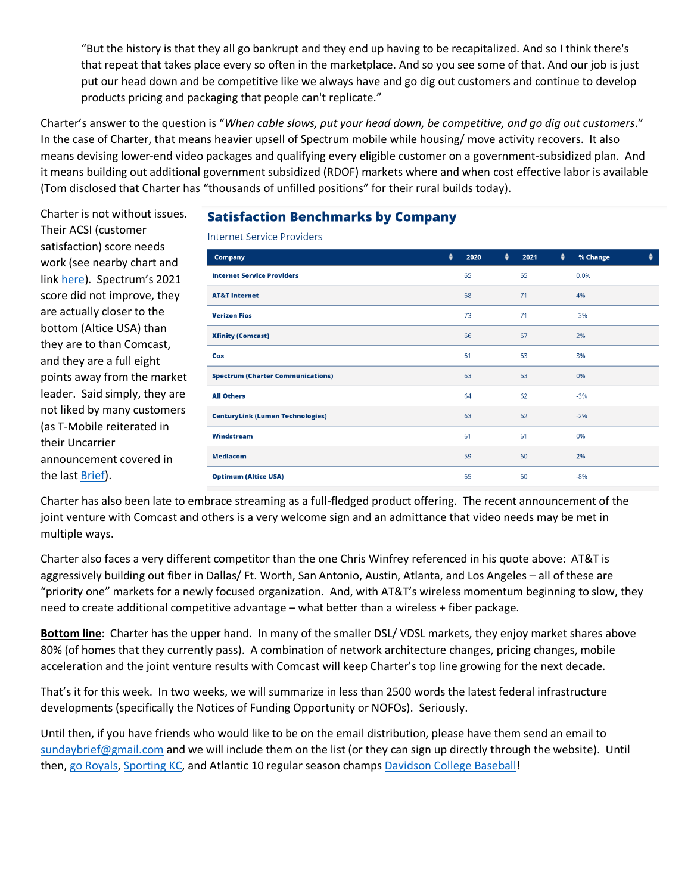"But the history is that they all go bankrupt and they end up having to be recapitalized. And so I think there's that repeat that takes place every so often in the marketplace. And so you see some of that. And our job is just put our head down and be competitive like we always have and go dig out customers and continue to develop products pricing and packaging that people can't replicate."

Charter's answer to the question is "*When cable slows, put your head down, be competitive, and go dig out customers*." In the case of Charter, that means heavier upsell of Spectrum mobile while housing/ move activity recovers. It also means devising lower-end video packages and qualifying every eligible customer on a government-subsidized plan. And it means building out additional government subsidized (RDOF) markets where and when cost effective labor is available (Tom disclosed that Charter has "thousands of unfilled positions" for their rural builds today).

Charter is not without issues. Their ACSI (customer satisfaction) score needs work (see nearby chart and link here). Spectrum's 2021 score did not improve, they are actually closer to the bottom (Altice USA) than they are to than Comcast, and they are a full eight points away from the market leader. Said simply, they are not liked by many customers (as T-Mobile reiterated in their Uncarrier announcement covered in the last Brief).

## Satisfaction Benchmarks by Company

Internet Service Providers

| Company | 2020 | 2021 | % Change |
|---|---|---|---|
| Internet Service Providers | 65 | 65 | 0.0% |
| AT&T Internet | 68 | 71 | 4% |
| Verizon Fios | 73 | 71 | -3% |
| Xfinity (Comcast) | 66 | 67 | 2% |
| Cox | 61 | 63 | 3% |
| Spectrum (Charter Communications) | 63 | 63 | 0% |
| All Others | 64 | 62 | -3% |
| CenturyLink (Lumen Technologies) | 63 | 62 | -2% |
| Windstream | 61 | 61 | 0% |
| Mediacom | 59 | 60 | 2% |
| Optimum (Altice USA) | 65 | 60 | -8% |

Charter has also been late to embrace streaming as a full-fledged product offering. The recent announcement of the joint venture with Comcast and others is a very welcome sign and an admittance that video needs may be met in multiple ways.

Charter also faces a very different competitor than the one Chris Winfrey referenced in his quote above: AT&T is aggressively building out fiber in Dallas/ Ft. Worth, San Antonio, Austin, Atlanta, and Los Angeles – all of these are "priority one" markets for a newly focused organization. And, with AT&T's wireless momentum beginning to slow, they need to create additional competitive advantage – what better than a wireless + fiber package.

**Bottom line**: Charter has the upper hand. In many of the smaller DSL/ VDSL markets, they enjoy market shares above 80% (of homes that they currently pass). A combination of network architecture changes, pricing changes, mobile acceleration and the joint venture results with Comcast will keep Charter's top line growing for the next decade.

That's it for this week. In two weeks, we will summarize in less than 2500 words the latest federal infrastructure developments (specifically the Notices of Funding Opportunity or NOFOs). Seriously.

Until then, if you have friends who would like to be on the email distribution, please have them send an email to sundaybrief@gmail.com and we will include them on the list (or they can sign up directly through the website). Until then, go Royals, Sporting KC, and Atlantic 10 regular season champs Davidson College Baseball!